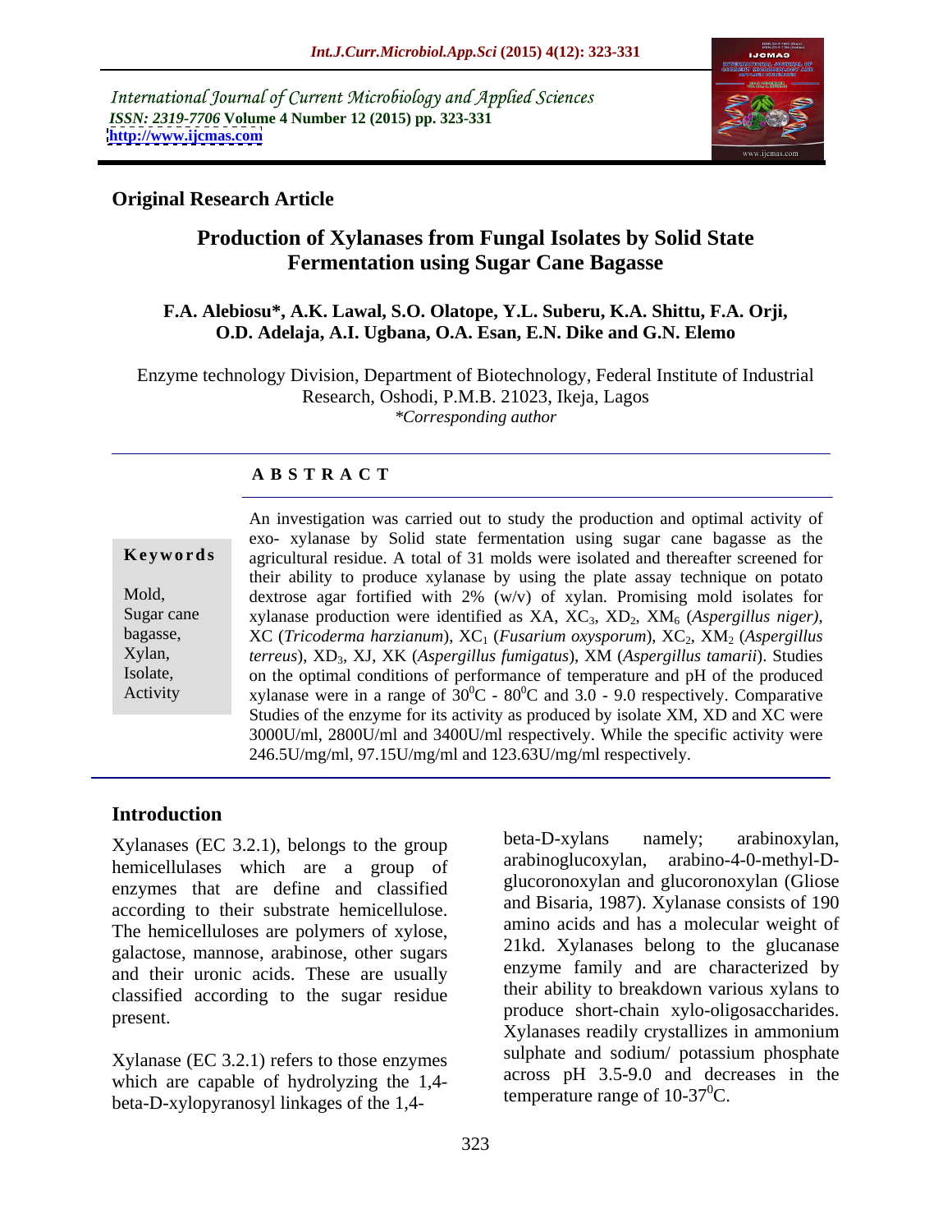International Journal of Current Microbiology and Applied Sciences
*ISSN: 2319-7706* **Volume 4 Number 12 (2015) pp. 323-331**
**http://www.ijcmas.com**

**Original Research Article**

# Production of Xylanases from Fungal Isolates by Solid State Fermentation using Sugar Cane Bagasse

**F.A. Alebiosu\*, A.K. Lawal, S.O. Olatope, Y.L. Suberu, K.A. Shittu, F.A. Orji, O.D. Adelaja, A.I. Ugbana, O.A. Esan, E.N. Dike and G.N. Elemo**

Enzyme technology Division, Department of Biotechnology, Federal Institute of Industrial Research, Oshodi, P.M.B. 21023, Ikeja, Lagos
*\*Corresponding author*

## ABSTRACT

**Keywords**

Mold, Sugar cane bagasse, Xylan, Isolate, Activity

An investigation was carried out to study the production and optimal activity of exo- xylanase by Solid state fermentation using sugar cane bagasse as the agricultural residue. A total of 31 molds were isolated and thereafter screened for their ability to produce xylanase by using the plate assay technique on potato dextrose agar fortified with 2% (w/v) of xylan. Promising mold isolates for xylanase production were identified as XA, $XC_3$, $XD_2$, $XM_6$ (*Aspergillus niger)*, XC (*Tricoderma harzianum*), $XC_1$ (*Fusarium oxysporum*), $XC_2$, $XM_2$ (*Aspergillus terreus*), $XD_3$, XJ, XK (*Aspergillus fumigatus*), XM (*Aspergillus tamarii*). Studies on the optimal conditions of performance of temperature and pH of the produced xylanase were in a range of $30^0C$ - $80^0C$ and 3.0 - 9.0 respectively. Comparative Studies of the enzyme for its activity as produced by isolate XM, XD and XC were 3000U/ml, 2800U/ml and 3400U/ml respectively. While the specific activity were 246.5U/mg/ml, 97.15U/mg/ml and 123.63U/mg/ml respectively.

## Introduction

Xylanases (EC 3.2.1), belongs to the group hemicellulases which are a group of enzymes that are define and classified according to their substrate hemicellulose. The hemicelluloses are polymers of xylose, galactose, mannose, arabinose, other sugars and their uronic acids. These are usually classified according to the sugar residue present.

Xylanase (EC 3.2.1) refers to those enzymes which are capable of hydrolyzing the 1,4-beta-D-xylopyranosyl linkages of the 1,4-beta-D-xylans namely; arabinoxylan, arabinoglucoxylan, arabino-4-0-methyl-D-glucoronoxylan and glucoronoxylan (Gliose and Bisaria, 1987). Xylanase consists of 190 amino acids and has a molecular weight of 21kd. Xylanases belong to the glucanase enzyme family and are characterized by their ability to breakdown various xylans to produce short-chain xylo-oligosaccharides. Xylanases readily crystallizes in ammonium sulphate and sodium/ potassium phosphate across pH 3.5-9.0 and decreases in the temperature range of $10$-$37^0C$.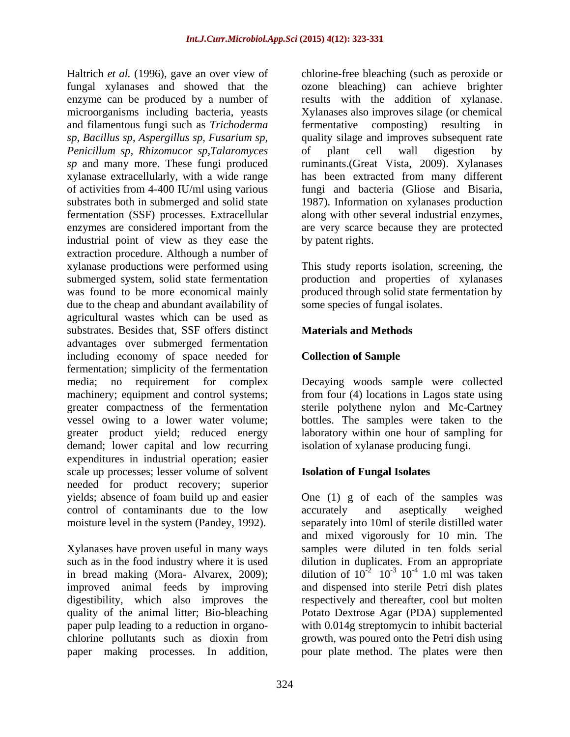Haltrich *et al.* (1996), gave an over view of fungal xylanases and showed that the enzyme can be produced by a number of microorganisms including bacteria, yeasts and filamentous fungi such as *Trichoderma sp*, *Bacillus sp*, *Aspergillus sp*, *Fusarium sp*, *Penicillum sp, Rhizomucor sp,Talaromyces sp* and many more. These fungi produced xylanase extracellularly, with a wide range of activities from 4-400 IU/ml using various substrates both in submerged and solid state fermentation (SSF) processes. Extracellular enzymes are considered important from the industrial point of view as they ease the extraction procedure. Although a number of xylanase productions were performed using submerged system, solid state fermentation was found to be more economical mainly due to the cheap and abundant availability of agricultural wastes which can be used as substrates. Besides that, SSF offers distinct advantages over submerged fermentation including economy of space needed for fermentation; simplicity of the fermentation media; no requirement for complex machinery; equipment and control systems; greater compactness of the fermentation vessel owing to a lower water volume; greater product yield; reduced energy demand; lower capital and low recurring expenditures in industrial operation; easier scale up processes; lesser volume of solvent needed for product recovery; superior yields; absence of foam build up and easier control of contaminants due to the low moisture level in the system (Pandey, 1992).

Xylanases have proven useful in many ways such as in the food industry where it is used in bread making (Mora- Alvarex, 2009); improved animal feeds by improving digestibility, which also improves the quality of the animal litter; Bio-bleaching paper pulp leading to a reduction in organo-chlorine pollutants such as dioxin from paper making processes. In addition, chlorine-free bleaching (such as peroxide or ozone bleaching) can achieve brighter results with the addition of xylanase. Xylanases also improves silage (or chemical fermentative composting) resulting in quality silage and improves subsequent rate of plant cell wall digestion by ruminants.(Great Vista, 2009). Xylanases has been extracted from many different fungi and bacteria (Gliose and Bisaria, 1987). Information on xylanases production along with other several industrial enzymes, are very scarce because they are protected by patent rights.

This study reports isolation, screening, the production and properties of xylanases produced through solid state fermentation by some species of fungal isolates.

## Materials and Methods

### Collection of Sample

Decaying woods sample were collected from four (4) locations in Lagos state using sterile polythene nylon and Mc-Cartney bottles. The samples were taken to the laboratory within one hour of sampling for isolation of xylanase producing fungi.

### Isolation of Fungal Isolates

One (1) g of each of the samples was accurately and aseptically weighed separately into 10ml of sterile distilled water and mixed vigorously for 10 min. The samples were diluted in ten folds serial dilution in duplicates. From an appropriate dilution of $10^{-2}$ $10^{-3}$ $10^{-4}$ 1.0 ml was taken and dispensed into sterile Petri dish plates respectively and thereafter, cool but molten Potato Dextrose Agar (PDA) supplemented with 0.014g streptomycin to inhibit bacterial growth, was poured onto the Petri dish using pour plate method. The plates were then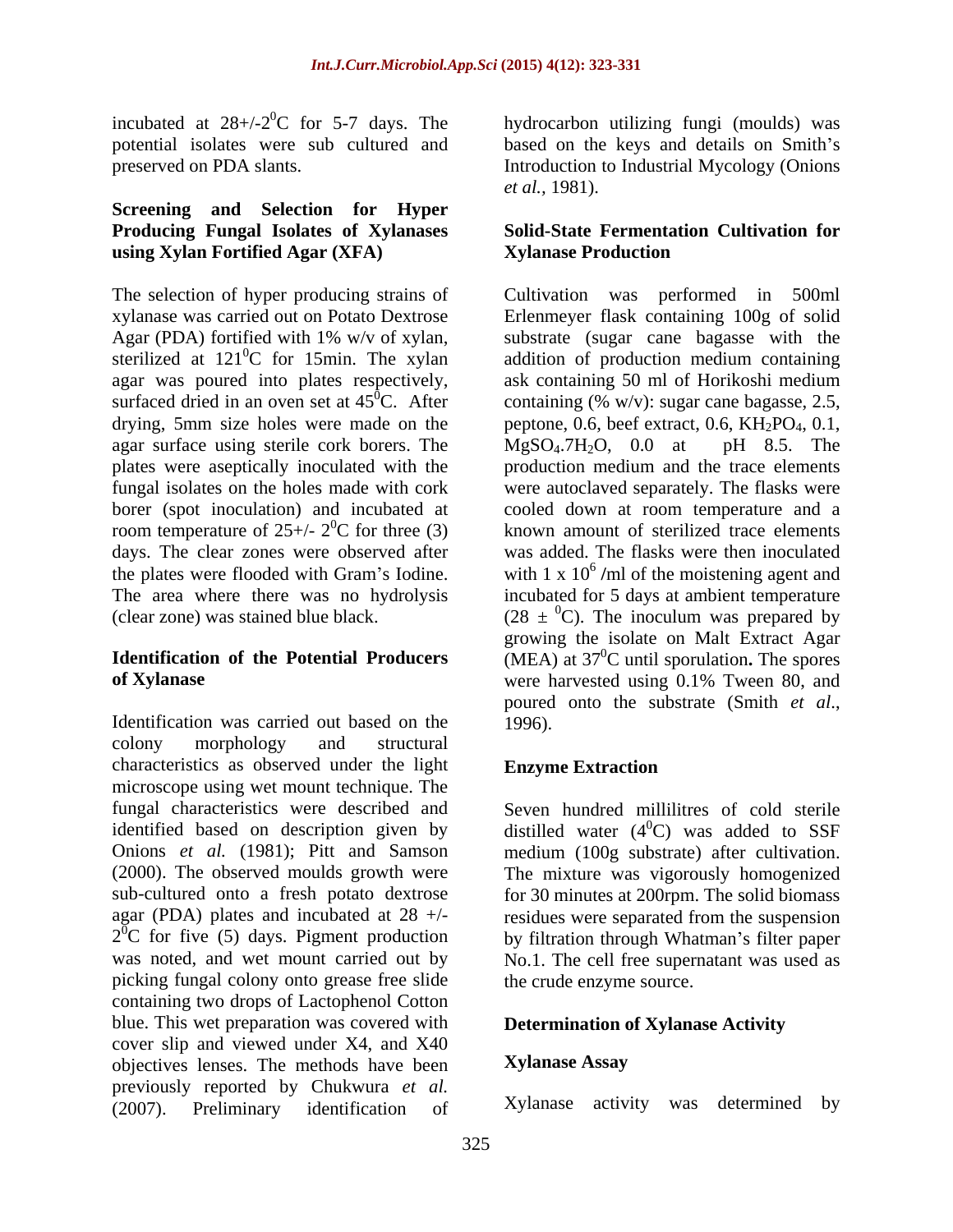incubated at 28+/-2$^0$C for 5-7 days. The potential isolates were sub cultured and preserved on PDA slants.

## Screening and Selection for Hyper Producing Fungal Isolates of Xylanases using Xylan Fortified Agar (XFA)

The selection of hyper producing strains of xylanase was carried out on Potato Dextrose Agar (PDA) fortified with 1% w/v of xylan, sterilized at 121$^0$C for 15min. The xylan agar was poured into plates respectively, surfaced dried in an oven set at 45$^0$C. After drying, 5mm size holes were made on the agar surface using sterile cork borers. The plates were aseptically inoculated with the fungal isolates on the holes made with cork borer (spot inoculation) and incubated at room temperature of 25+/- 2$^0$C for three (3) days. The clear zones were observed after the plates were flooded with Gram's Iodine. The area where there was no hydrolysis (clear zone) was stained blue black.

## Identification of the Potential Producers of Xylanase

Identification was carried out based on the colony morphology and structural characteristics as observed under the light microscope using wet mount technique. The fungal characteristics were described and identified based on description given by Onions *et al.* (1981); Pitt and Samson (2000). The observed moulds growth were sub-cultured onto a fresh potato dextrose agar (PDA) plates and incubated at 28 +/- 2$^0$C for five (5) days. Pigment production was noted, and wet mount carried out by picking fungal colony onto grease free slide containing two drops of Lactophenol Cotton blue. This wet preparation was covered with cover slip and viewed under X4, and X40 objectives lenses. The methods have been previously reported by Chukwura *et al.* (2007). Preliminary identification of hydrocarbon utilizing fungi (moulds) was based on the keys and details on Smith's Introduction to Industrial Mycology (Onions *et al.*, 1981).

## Solid-State Fermentation Cultivation for Xylanase Production

Cultivation was performed in 500ml Erlenmeyer flask containing 100g of solid substrate (sugar cane bagasse with the addition of production medium containing ask containing 50 ml of Horikoshi medium containing (% w/v): sugar cane bagasse, 2.5, peptone, 0.6, beef extract, 0.6, $KH_2PO_4$, 0.1, $MgSO_4.7H_2O$, 0.0 at pH 8.5. The production medium and the trace elements were autoclaved separately. The flasks were cooled down at room temperature and a known amount of sterilized trace elements was added. The flasks were then inoculated with 1 x 10$^6$ **/ml** of the moistening agent and incubated for 5 days at ambient temperature (28 ± $^0$C). The inoculum was prepared by growing the isolate on Malt Extract Agar (MEA) at 37$^0$C until sporulation**.** The spores were harvested using 0.1% Tween 80, and poured onto the substrate (Smith *et al*., 1996).

## Enzyme Extraction

Seven hundred millilitres of cold sterile distilled water (4$^0$C) was added to SSF medium (100g substrate) after cultivation. The mixture was vigorously homogenized for 30 minutes at 200rpm. The solid biomass residues were separated from the suspension by filtration through Whatman's filter paper No.1. The cell free supernatant was used as the crude enzyme source.

## Determination of Xylanase Activity

### Xylanase Assay

Xylanase activity was determined by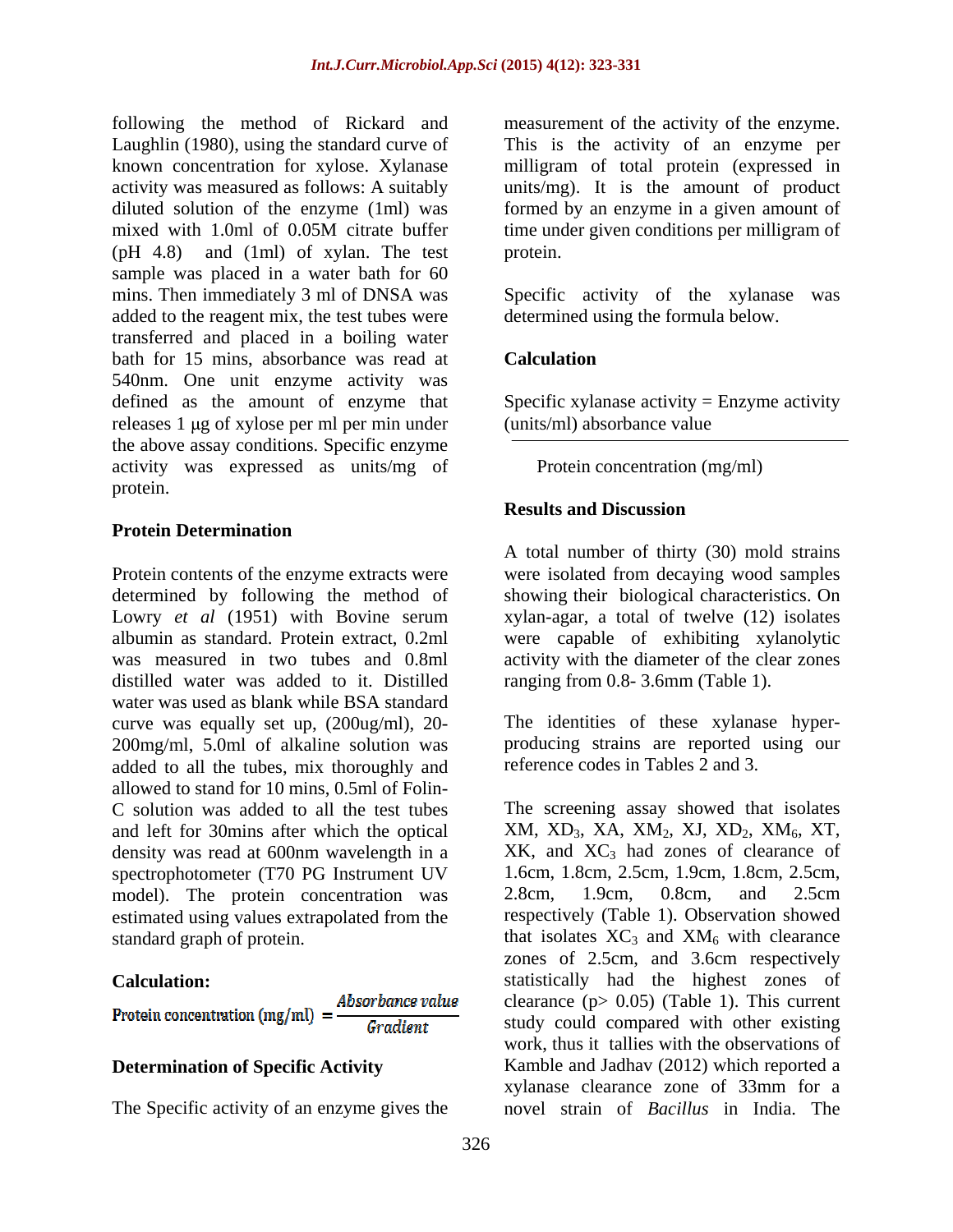following the method of Rickard and Laughlin (1980), using the standard curve of known concentration for xylose. Xylanase activity was measured as follows: A suitably diluted solution of the enzyme (1ml) was mixed with 1.0ml of 0.05M citrate buffer (pH 4.8) and (1ml) of xylan. The test sample was placed in a water bath for 60 mins. Then immediately 3 ml of DNSA was added to the reagent mix, the test tubes were transferred and placed in a boiling water bath for 15 mins, absorbance was read at 540nm. One unit enzyme activity was defined as the amount of enzyme that releases 1 μg of xylose per ml per min under the above assay conditions. Specific enzyme activity was expressed as units/mg of protein.

## Protein Determination

Protein contents of the enzyme extracts were determined by following the method of Lowry *et al* (1951) with Bovine serum albumin as standard. Protein extract, 0.2ml was measured in two tubes and 0.8ml distilled water was added to it. Distilled water was used as blank while BSA standard curve was equally set up, (200ug/ml), 20-200mg/ml, 5.0ml of alkaline solution was added to all the tubes, mix thoroughly and allowed to stand for 10 mins, 0.5ml of Folin-C solution was added to all the test tubes and left for 30mins after which the optical density was read at 600nm wavelength in a spectrophotometer (T70 PG Instrument UV model). The protein concentration was estimated using values extrapolated from the standard graph of protein.

## Calculation:

$$\text{Protein concentration (mg/ml)} = \frac{\text{Absorbance value}}{\text{Gradient}}$$

## Determination of Specific Activity

The Specific activity of an enzyme gives the measurement of the activity of the enzyme. This is the activity of an enzyme per milligram of total protein (expressed in units/mg). It is the amount of product formed by an enzyme in a given amount of time under given conditions per milligram of protein.

Specific activity of the xylanase was determined using the formula below.

## Calculation

$$\text{Specific xylanase activity} = \frac{\text{Enzyme activity (units/ml) absorbance value}}{\text{Protein concentration (mg/ml)}}$$

## Results and Discussion

A total number of thirty (30) mold strains were isolated from decaying wood samples showing their biological characteristics. On xylan-agar, a total of twelve (12) isolates were capable of exhibiting xylanolytic activity with the diameter of the clear zones ranging from 0.8- 3.6mm (Table 1).

The identities of these xylanase hyper-producing strains are reported using our reference codes in Tables 2 and 3.

The screening assay showed that isolates XM, $XD_3$, XA, $XM_2$, XJ, $XD_2$, $XM_6$, XT, XK, and $XC_3$ had zones of clearance of 1.6cm, 1.8cm, 2.5cm, 1.9cm, 1.8cm, 2.5cm, 2.8cm, 1.9cm, 0.8cm, and 2.5cm respectively (Table 1). Observation showed that isolates $XC_3$ and $XM_6$ with clearance zones of 2.5cm, and 3.6cm respectively statistically had the highest zones of clearance ($p > 0.05$) (Table 1). This current study could compared with other existing work, thus it tallies with the observations of Kamble and Jadhav (2012) which reported a xylanase clearance zone of 33mm for a novel strain of *Bacillus* in India. The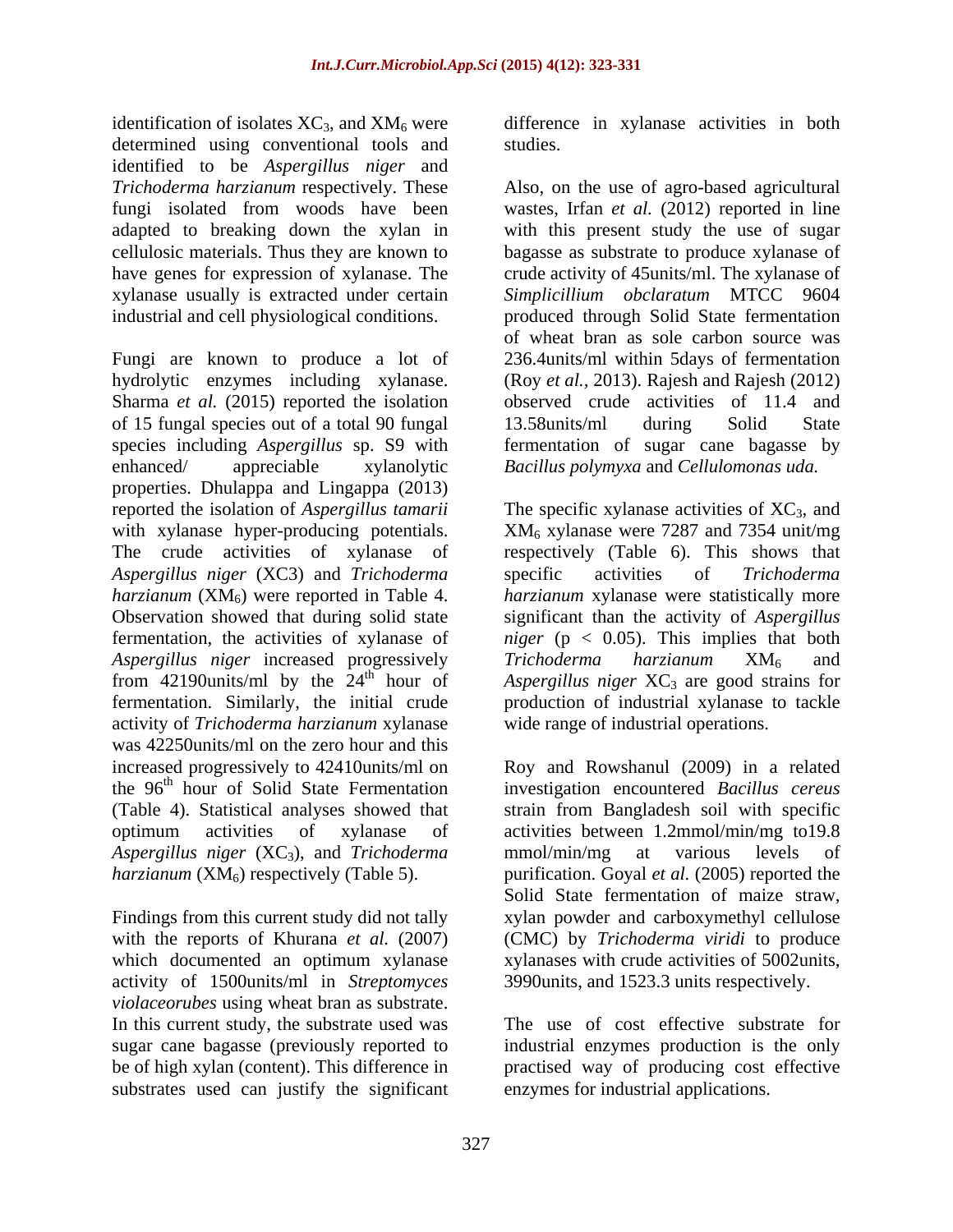identification of isolates $XC_3$, and $XM_6$ were determined using conventional tools and identified to be *Aspergillus niger* and *Trichoderma harzianum* respectively. These fungi isolated from woods have been adapted to breaking down the xylan in cellulosic materials. Thus they are known to have genes for expression of xylanase. The xylanase usually is extracted under certain industrial and cell physiological conditions.

Fungi are known to produce a lot of hydrolytic enzymes including xylanase. Sharma *et al.* (2015) reported the isolation of 15 fungal species out of a total 90 fungal species including *Aspergillus* sp. S9 with enhanced/ appreciable xylanolytic properties. Dhulappa and Lingappa (2013) reported the isolation of *Aspergillus tamarii* with xylanase hyper-producing potentials. The crude activities of xylanase of *Aspergillus niger* (XC3) and *Trichoderma harzianum* ($XM_6$) were reported in Table 4. Observation showed that during solid state fermentation, the activities of xylanase of *Aspergillus niger* increased progressively from 42190units/ml by the $24^{th}$ hour of fermentation. Similarly, the initial crude activity of *Trichoderma harzianum* xylanase was 42250units/ml on the zero hour and this increased progressively to 42410units/ml on the $96^{th}$ hour of Solid State Fermentation (Table 4). Statistical analyses showed that optimum activities of xylanase of *Aspergillus niger* ($XC_3$), and *Trichoderma harzianum* ($XM_6$) respectively (Table 5).

Findings from this current study did not tally with the reports of Khurana *et al.* (2007) which documented an optimum xylanase activity of 1500units/ml in *Streptomyces violaceorubes* using wheat bran as substrate. In this current study, the substrate used was sugar cane bagasse (previously reported to be of high xylan (content). This difference in substrates used can justify the significant difference in xylanase activities in both studies.

Also, on the use of agro-based agricultural wastes, Irfan *et al.* (2012) reported in line with this present study the use of sugar bagasse as substrate to produce xylanase of crude activity of 45units/ml. The xylanase of *Simplicillium obclaratum* MTCC 9604 produced through Solid State fermentation of wheat bran as sole carbon source was 236.4units/ml within 5days of fermentation (Roy *et al.*, 2013). Rajesh and Rajesh (2012) observed crude activities of 11.4 and 13.58units/ml during Solid State fermentation of sugar cane bagasse by *Bacillus polymyxa* and *Cellulomonas uda.*

The specific xylanase activities of $XC_3$, and $XM_6$ xylanase were 7287 and 7354 unit/mg respectively (Table 6). This shows that specific activities of *Trichoderma harzianum* xylanase were statistically more significant than the activity of *Aspergillus niger* ($p < 0.05$). This implies that both *Trichoderma harzianum* $XM_6$ and *Aspergillus niger* $XC_3$ are good strains for production of industrial xylanase to tackle wide range of industrial operations.

Roy and Rowshanul (2009) in a related investigation encountered *Bacillus cereus* strain from Bangladesh soil with specific activities between 1.2mmol/min/mg to19.8 mmol/min/mg at various levels of purification. Goyal *et al.* (2005) reported the Solid State fermentation of maize straw, xylan powder and carboxymethyl cellulose (CMC) by *Trichoderma viridi* to produce xylanases with crude activities of 5002units, 3990units, and 1523.3 units respectively.

The use of cost effective substrate for industrial enzymes production is the only practised way of producing cost effective enzymes for industrial applications.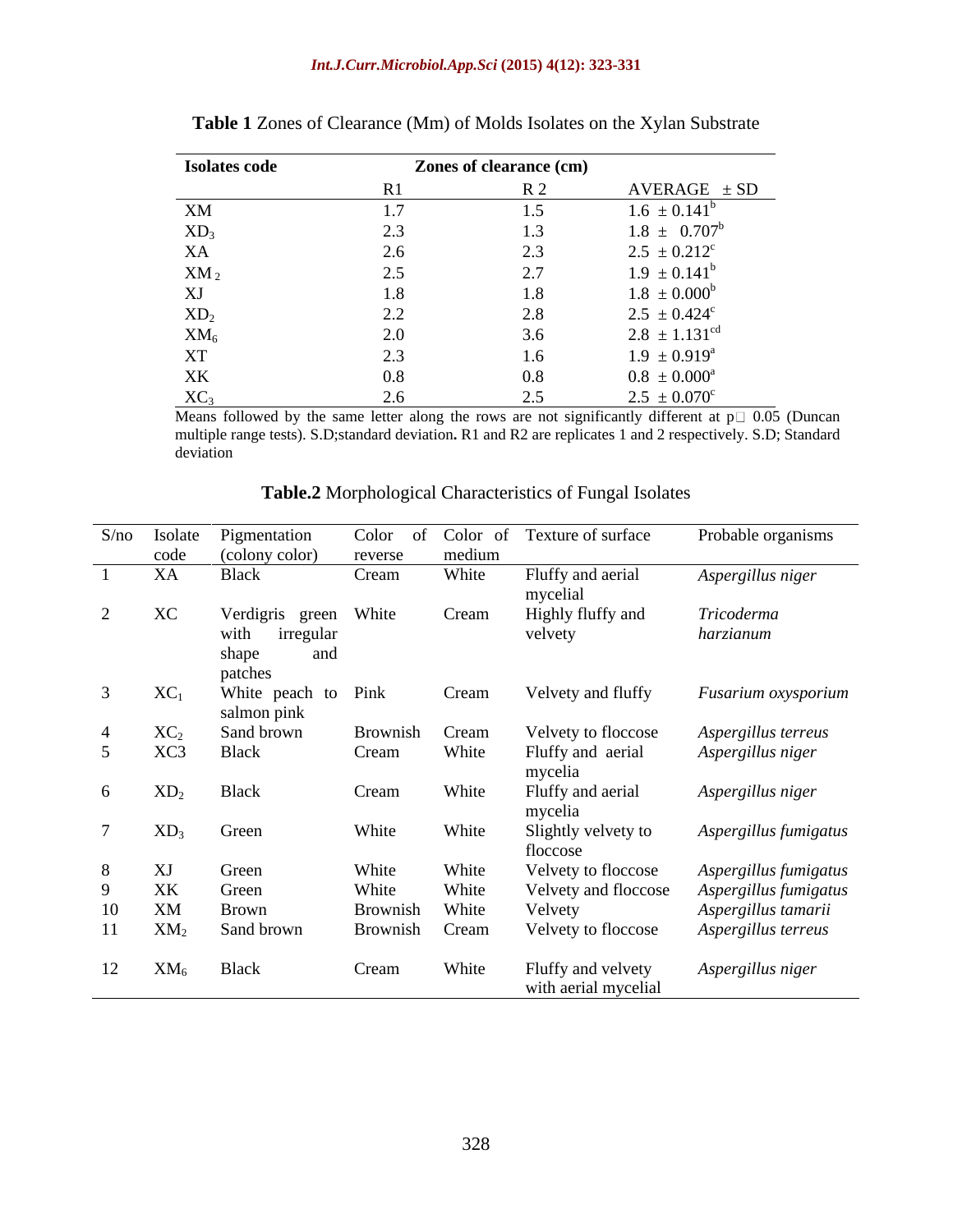**Table 1** Zones of Clearance (Mm) of Molds Isolates on the Xylan Substrate

| Isolates code | Zones of clearance (cm) | | |
|---|---|---|---|
| | R1 | R 2 | AVERAGE ± SD |
| XM | 1.7 | 1.5 | 1.6 ± 0.141[b] |
| $XD_3$ | 2.3 | 1.3 | 1.8 ± 0.707[b] |
| XA | 2.6 | 2.3 | 2.5 ± 0.212[c] |
| $XM_2$ | 2.5 | 2.7 | 1.9 ± 0.141[b] |
| XJ | 1.8 | 1.8 | 1.8 ± 0.000[b] |
| $XD_2$ | 2.2 | 2.8 | 2.5 ± 0.424[c] |
| $XM_6$ | 2.0 | 3.6 | 2.8 ± 1.131[cd] |
| XT | 2.3 | 1.6 | 1.9 ± 0.919[a] |
| XK | 0.8 | 0.8 | 0.8 ± 0.000[a] |
| $XC_3$ | 2.6 | 2.5 | 2.5 ± 0.070[c] |

Means followed by the same letter along the rows are not significantly different at p□ 0.05 (Duncan multiple range tests). S.D;standard deviation**.** R1 and R2 are replicates 1 and 2 respectively. S.D; Standard deviation

**Table.2** Morphological Characteristics of Fungal Isolates

| S/no | Isolate code | Pigmentation (colony color) | Color of reverse | Color of medium | Texture of surface | Probable organisms |
|---|---|---|---|---|---|---|
| 1 | XA | Black | Cream | White | Fluffy and aerial mycelial | *Aspergillus niger* |
| 2 | XC | Verdigris green with irregular shape and patches | White | Cream | Highly fluffy and velvety | *Tricoderma harzianum* |
| 3 | $XC_1$ | White peach to salmon pink | Pink | Cream | Velvety and fluffy | *Fusarium oxysporium* |
| 4 | $XC_2$ | Sand brown | Brownish | Cream | Velvety to floccose | *Aspergillus terreus* |
| 5 | XC3 | Black | Cream | White | Fluffy and aerial mycelia | *Aspergillus niger* |
| 6 | $XD_2$ | Black | Cream | White | Fluffy and aerial mycelia | *Aspergillus niger* |
| 7 | $XD_3$ | Green | White | White | Slightly velvety to floccose | *Aspergillus fumigatus* |
| 8 | XJ | Green | White | White | Velvety to floccose | *Aspergillus fumigatus* |
| 9 | XK | Green | White | White | Velvety and floccose | *Aspergillus fumigatus* |
| 10 | XM | Brown | Brownish | White | Velvety | *Aspergillus tamarii* |
| 11 | $XM_2$ | Sand brown | Brownish | Cream | Velvety to floccose | *Aspergillus terreus* |
| 12 | $XM_6$ | Black | Cream | White | Fluffy and velvety with aerial mycelial | *Aspergillus niger* |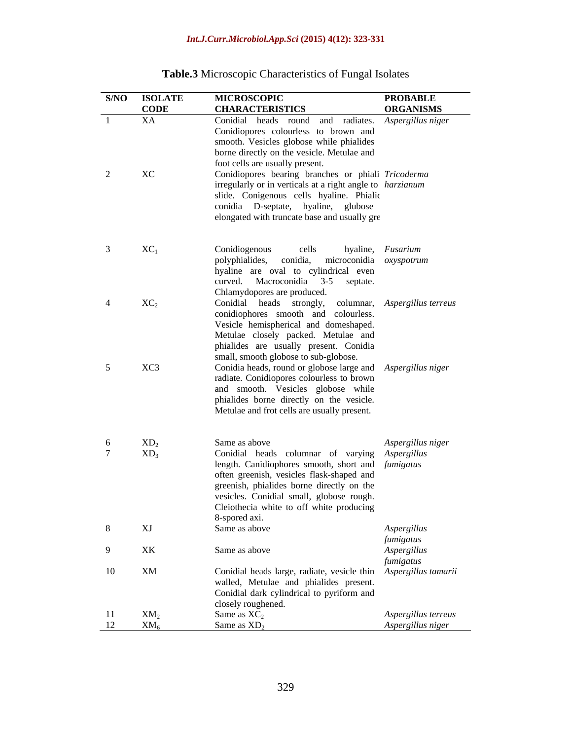**Table.3** Microscopic Characteristics of Fungal Isolates

| S/NO | ISOLATE CODE | MICROSCOPIC CHARACTERISTICS | PROBABLE ORGANISMS |
|---|---|---|---|
| 1 | XA | Conidial heads round and radiates. Conidiopores colourless to brown and smooth. Vesicles globose while phialides borne directly on the vesicle. Metulae and foot cells are usually present. | *Aspergillus niger* |
| 2 | XC | Conidiopores bearing branches or phiali irregularly or in verticals at a right angle to slide. Conigenous cells hyaline. Phialic conidia D-septate, hyaline, globose elongated with truncate base and usually gre | *Tricoderma harzianum* |
| 3 | $XC_1$ | Conidiogenous cells hyaline, polyphialides, conidia, microconidia hyaline are oval to cylindrical even curved. Macroconidia 3-5 septate. Chlamydopores are produced. | *Fusarium oxyspotrum* |
| 4 | $XC_2$ | Conidial heads strongly, columnar, conidiophores smooth and colourless. Vesicle hemispherical and domeshaped. Metulae closely packed. Metulae and phialides are usually present. Conidia small, smooth globose to sub-globose. | *Aspergillus terreus* |
| 5 | XC3 | Conidia heads, round or globose large and radiate. Conidiopores colourless to brown and smooth. Vesicles globose while phialides borne directly on the vesicle. Metulae and frot cells are usually present. | *Aspergillus niger* |
| 6 | $XD_2$ | Same as above | *Aspergillus niger* |
| 7 | $XD_3$ | Conidial heads columnar of varying length. Canidiophores smooth, short and often greenish, vesicles flask-shaped and greenish, phialides borne directly on the vesicles. Conidial small, globose rough. Cleiothecia white to off white producing 8-spored axi. | *Aspergillus fumigatus* |
| 8 | XJ | Same as above | *Aspergillus fumigatus* |
| 9 | XK | Same as above | *Aspergillus fumigatus* |
| 10 | XM | Conidial heads large, radiate, vesicle thin walled, Metulae and phialides present. Conidial dark cylindrical to pyriform and closely roughened. | *Aspergillus tamarii* |
| 11 | $XM_2$ | Same as $XC_2$ | *Aspergillus terreus* |
| 12 | $XM_6$ | Same as $XD_2$ | *Aspergillus niger* |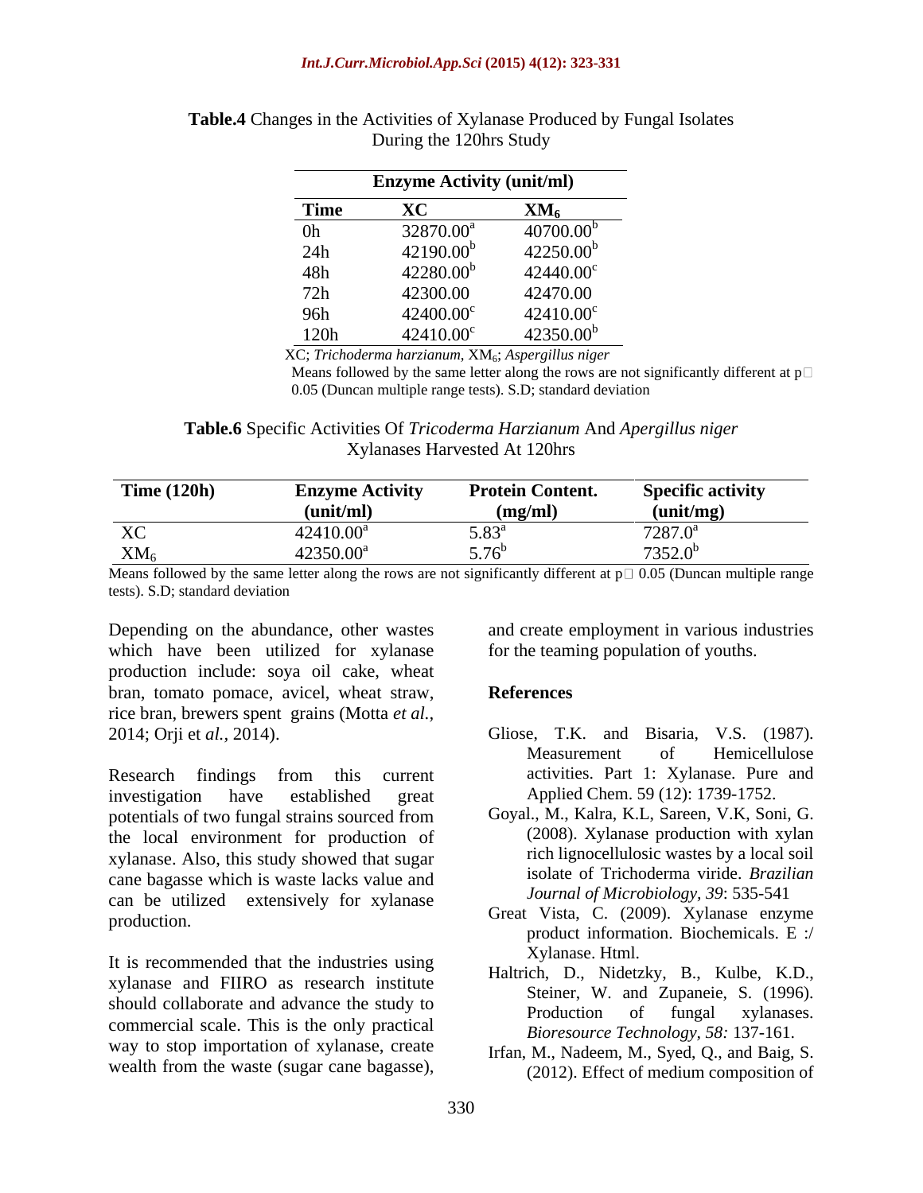**Table.4** Changes in the Activities of Xylanase Produced by Fungal Isolates During the 120hrs Study

| | Enzyme Activity (unit/ml) | |
|---|---|---|
| **Time** | **XC** | **$XM_6$** |
| 0h | $32870.00^a$ | $40700.00^b$ |
| 24h | $42190.00^b$ | $42250.00^b$ |
| 48h | $42280.00^b$ | $42440.00^c$ |
| 72h | 42300.00 | 42470.00 |
| 96h | $42400.00^c$ | $42410.00^c$ |
| 120h | $42410.00^c$ | $42350.00^b$ |

XC; *Trichoderma harzianum*, $XM_6$; *Aspergillus niger*
Means followed by the same letter along the rows are not significantly different at p□ 0.05 (Duncan multiple range tests). S.D; standard deviation

**Table.6** Specific Activities Of *Tricoderma Harzianum* And *Apergillus niger* Xylanases Harvested At 120hrs

| Time (120h) | Enzyme Activity (unit/ml) | Protein Content. (mg/ml) | Specific activity (unit/mg) |
|---|---|---|---|
| XC | $42410.00^a$ | $5.83^a$ | $7287.0^a$ |
| $XM_6$ | $42350.00^a$ | $5.76^b$ | $7352.0^b$ |

Means followed by the same letter along the rows are not significantly different at p□ 0.05 (Duncan multiple range tests). S.D; standard deviation

Depending on the abundance, other wastes which have been utilized for xylanase production include: soya oil cake, wheat bran, tomato pomace, avicel, wheat straw, rice bran, brewers spent grains (Motta *et al.,* 2014; Orji et *al.,* 2014).

Research findings from this current investigation have established great potentials of two fungal strains sourced from the local environment for production of xylanase. Also, this study showed that sugar cane bagasse which is waste lacks value and can be utilized extensively for xylanase production.

It is recommended that the industries using xylanase and FIIRO as research institute should collaborate and advance the study to commercial scale. This is the only practical way to stop importation of xylanase, create wealth from the waste (sugar cane bagasse), and create employment in various industries for the teaming population of youths.

## References

Gliose, T.K. and Bisaria, V.S. (1987). Measurement of Hemicellulose activities. Part 1: Xylanase. Pure and Applied Chem. 59 (12): 1739-1752.

Goyal., M., Kalra, K.L, Sareen, V.K, Soni, G. (2008). Xylanase production with xylan rich lignocellulosic wastes by a local soil isolate of Trichoderma viride. *Brazilian Journal of Microbiology, 39*: 535-541

Great Vista, C. (2009). Xylanase enzyme product information. Biochemicals. E :/ Xylanase. Html.

Haltrich, D., Nidetzky, B., Kulbe, K.D., Steiner, W. and Zupaneie, S. (1996). Production of fungal xylanases. *Bioresource Technology, 58:* 137-161.

Irfan, M., Nadeem, M., Syed, Q., and Baig, S. (2012). Effect of medium composition of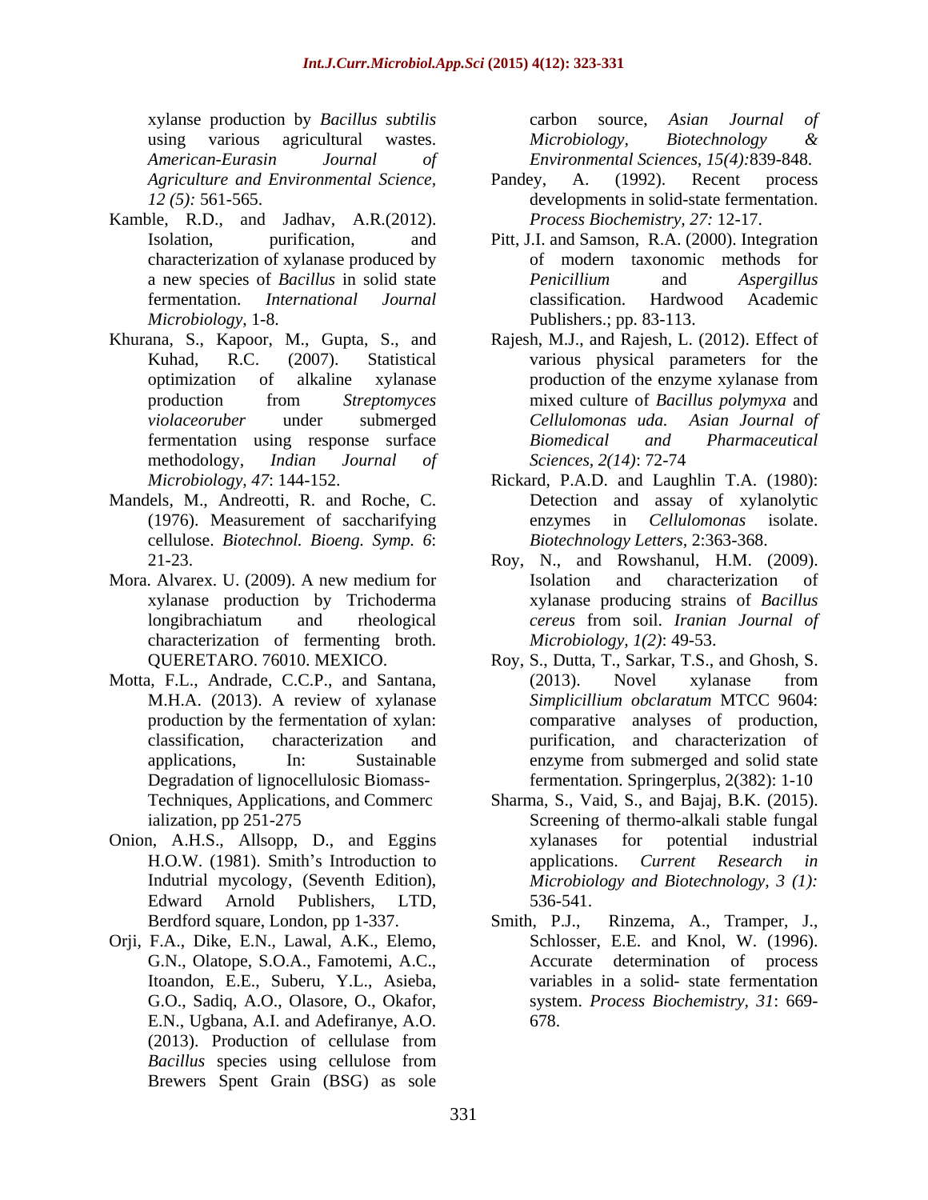xylanse production by *Bacillus subtilis* using various agricultural wastes. *American-Eurasin Journal of Agriculture and Environmental Science, 12 (5):* 561-565.

Kamble, R.D., and Jadhav, A.R.(2012). Isolation, purification, and characterization of xylanase produced by a new species of *Bacillus* in solid state fermentation. *International Journal Microbiology*, 1-8.

Khurana, S., Kapoor, M., Gupta, S., and Kuhad, R.C. (2007). Statistical optimization of alkaline xylanase production from *Streptomyces violaceoruber* under submerged fermentation using response surface methodology, *Indian Journal of Microbiology, 47*: 144-152.

Mandels, M., Andreotti, R. and Roche, C. (1976). Measurement of saccharifying cellulose. *Biotechnol. Bioeng. Symp. 6*: 21-23.

Mora. Alvarex. U. (2009). A new medium for xylanase production by Trichoderma longibrachiatum and rheological characterization of fermenting broth. QUERETARO. 76010. MEXICO.

Motta, F.L., Andrade, C.C.P., and Santana, M.H.A. (2013). A review of xylanase production by the fermentation of xylan: classification, characterization and applications, In: Sustainable Degradation of lignocellulosic Biomass-Techniques, Applications, and Commerc ialization, pp 251-275

Onion, A.H.S., Allsopp, D., and Eggins H.O.W. (1981). Smith's Introduction to Indutrial mycology, (Seventh Edition), Edward Arnold Publishers, LTD, Berdford square, London, pp 1-337.

Orji, F.A., Dike, E.N., Lawal, A.K., Elemo, G.N., Olatope, S.O.A., Famotemi, A.C., Itoandon, E.E., Suberu, Y.L., Asieba, G.O., Sadiq, A.O., Olasore, O., Okafor, E.N., Ugbana, A.I. and Adefiranye, A.O. (2013). Production of cellulase from *Bacillus* species using cellulose from Brewers Spent Grain (BSG) as sole carbon source, *Asian Journal of Microbiology, Biotechnology & Environmental Sciences*, *15(4):*839-848.

Pandey, A. (1992). Recent process developments in solid-state fermentation. *Process Biochemistry, 27:* 12-17.

Pitt, J.I. and Samson, R.A. (2000). Integration of modern taxonomic methods for *Penicillium* and *Aspergillus* classification. Hardwood Academic Publishers.; pp. 83-113.

Rajesh, M.J., and Rajesh, L. (2012). Effect of various physical parameters for the production of the enzyme xylanase from mixed culture of *Bacillus polymyxa* and *Cellulomonas uda. Asian Journal of Biomedical and Pharmaceutical Sciences, 2(14)*: 72-74

Rickard, P.A.D. and Laughlin T.A. (1980): Detection and assay of xylanolytic enzymes in *Cellulomonas* isolate. *Biotechnology Letters*, 2:363-368.

Roy, N., and Rowshanul, H.M. (2009). Isolation and characterization of xylanase producing strains of *Bacillus cereus* from soil. *Iranian Journal of Microbiology, 1(2)*: 49-53.

Roy, S., Dutta, T., Sarkar, T.S., and Ghosh, S. (2013). Novel xylanase from *Simplicillium obclaratum* MTCC 9604: comparative analyses of production, purification, and characterization of enzyme from submerged and solid state fermentation. Springerplus, 2(382): 1-10

Sharma, S., Vaid, S., and Bajaj, B.K. (2015). Screening of thermo-alkali stable fungal xylanases for potential industrial applications. *Current Research in Microbiology and Biotechnology, 3 (1):* 536-541.

Smith, P.J., Rinzema, A., Tramper, J., Schlosser, E.E. and Knol, W. (1996). Accurate determination of process variables in a solid- state fermentation system. *Process Biochemistry, 31*: 669-678.